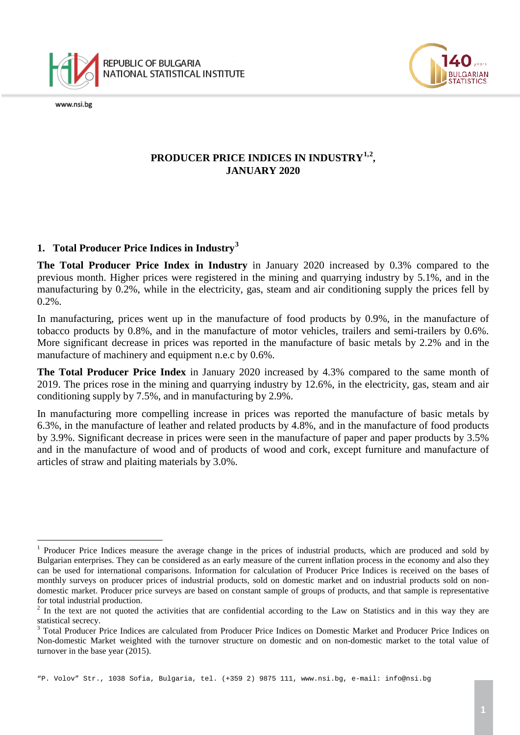# PRODUCER PRICE INDICES IN INDUSTRY[1,2], JANUARY 2020

## 1. Total Producer Price Indices in Industry[3]

**The Total Producer Price Index in Industry** in January 2020 increased by 0.3% compared to the previous month. Higher prices were registered in the mining and quarrying industry by 5.1%, and in the manufacturing by 0.2%, while in the electricity, gas, steam and air conditioning supply the prices fell by 0.2%.

In manufacturing, prices went up in the manufacture of food products by 0.9%, in the manufacture of tobacco products by 0.8%, and in the manufacture of motor vehicles, trailers and semi-trailers by 0.6%. More significant decrease in prices was reported in the manufacture of basic metals by 2.2% and in the manufacture of machinery and equipment n.e.c by 0.6%.

**The Total Producer Price Index** in January 2020 increased by 4.3% compared to the same month of 2019. The prices rose in the mining and quarrying industry by 12.6%, in the electricity, gas, steam and air conditioning supply by 7.5%, and in manufacturing by 2.9%.

In manufacturing more compelling increase in prices was reported the manufacture of basic metals by 6.3%, in the manufacture of leather and related products by 4.8%, and in the manufacture of food products by 3.9%. Significant decrease in prices were seen in the manufacture of paper and paper products by 3.5% and in the manufacture of wood and of products of wood and cork, except furniture and manufacture of articles of straw and plaiting materials by 3.0%.

---

[1] Producer Price Indices measure the average change in the prices of industrial products, which are produced and sold by Bulgarian enterprises. They can be considered as an early measure of the current inflation process in the economy and also they can be used for international comparisons. Information for calculation of Producer Price Indices is received on the bases of monthly surveys on producer prices of industrial products, sold on domestic market and on industrial products sold on non-domestic market. Producer price surveys are based on constant sample of groups of products, and that sample is representative for total industrial production.

[2] In the text are not quoted the activities that are confidential according to the Law on Statistics and in this way they are statistical secrecy.

[3] Total Producer Price Indices are calculated from Producer Price Indices on Domestic Market and Producer Price Indices on Non-domestic Market weighted with the turnover structure on domestic and on non-domestic market to the total value of turnover in the base year (2015).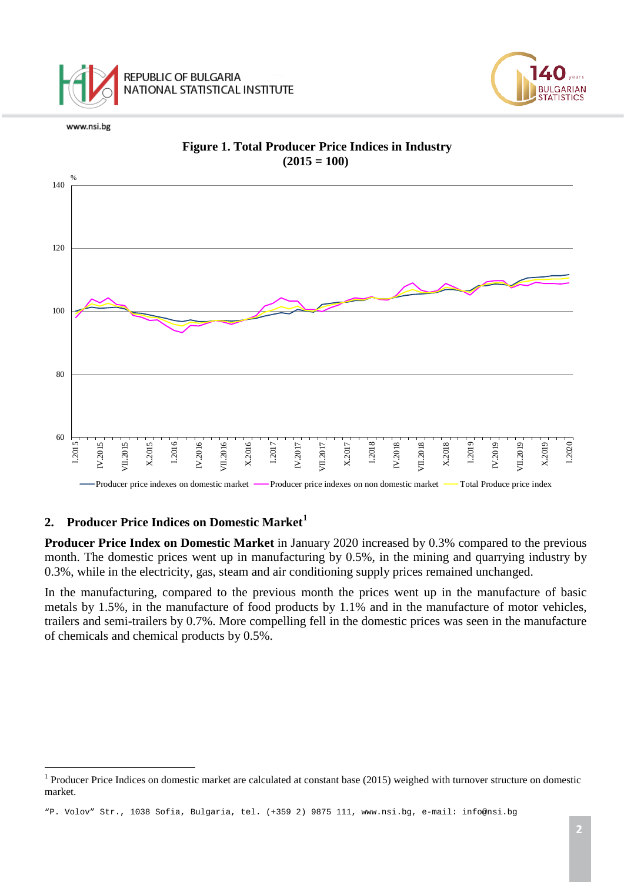**Figure 1. Total Producer Price Indices in Industry**
**(2015 = 100)**

## 2. Producer Price Indices on Domestic Market[1]

**Producer Price Index on Domestic Market** in January 2020 increased by 0.3% compared to the previous month. The domestic prices went up in manufacturing by 0.5%, in the mining and quarrying industry by 0.3%, while in the electricity, gas, steam and air conditioning supply prices remained unchanged.

In the manufacturing, compared to the previous month the prices went up in the manufacture of basic metals by 1.5%, in the manufacture of food products by 1.1% and in the manufacture of motor vehicles, trailers and semi-trailers by 0.7%. More compelling fell in the domestic prices was seen in the manufacture of chemicals and chemical products by 0.5%.

[1] Producer Price Indices on domestic market are calculated at constant base (2015) weighed with turnover structure on domestic market.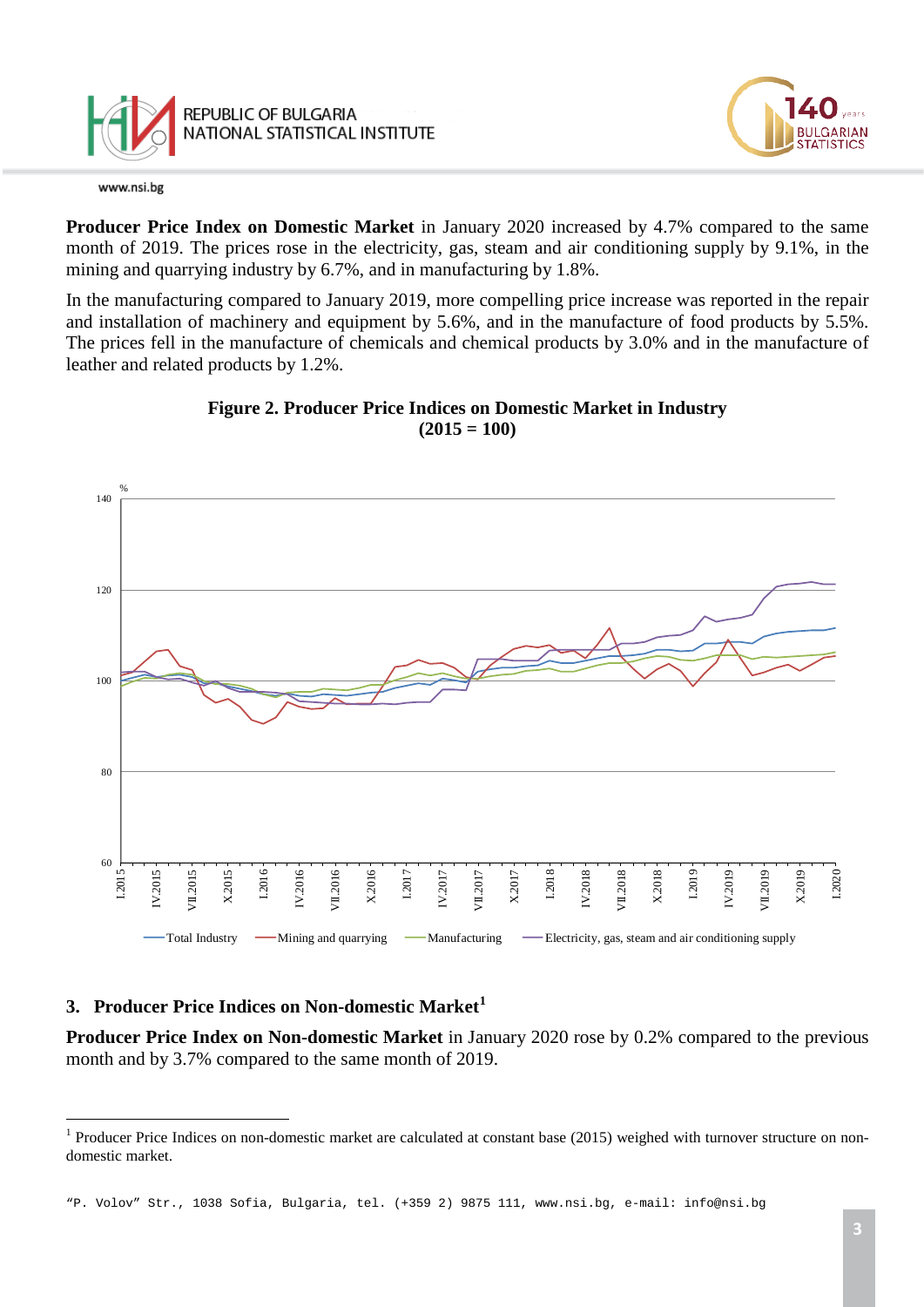**Producer Price Index on Domestic Market** in January 2020 increased by 4.7% compared to the same month of 2019. The prices rose in the electricity, gas, steam and air conditioning supply by 9.1%, in the mining and quarrying industry by 6.7%, and in manufacturing by 1.8%.

In the manufacturing compared to January 2019, more compelling price increase was reported in the repair and installation of machinery and equipment by 5.6%, and in the manufacture of food products by 5.5%. The prices fell in the manufacture of chemicals and chemical products by 3.0% and in the manufacture of leather and related products by 1.2%.

**Figure 2. Producer Price Indices on Domestic Market in Industry (2015 = 100)**

## 3. Producer Price Indices on Non-domestic Market[1]

**Producer Price Index on Non-domestic Market** in January 2020 rose by 0.2% compared to the previous month and by 3.7% compared to the same month of 2019.

---

[1] Producer Price Indices on non-domestic market are calculated at constant base (2015) weighed with turnover structure on non-domestic market.

"P. Volov" Str., 1038 Sofia, Bulgaria, tel. (+359 2) 9875 111, www.nsi.bg, e-mail: info@nsi.bg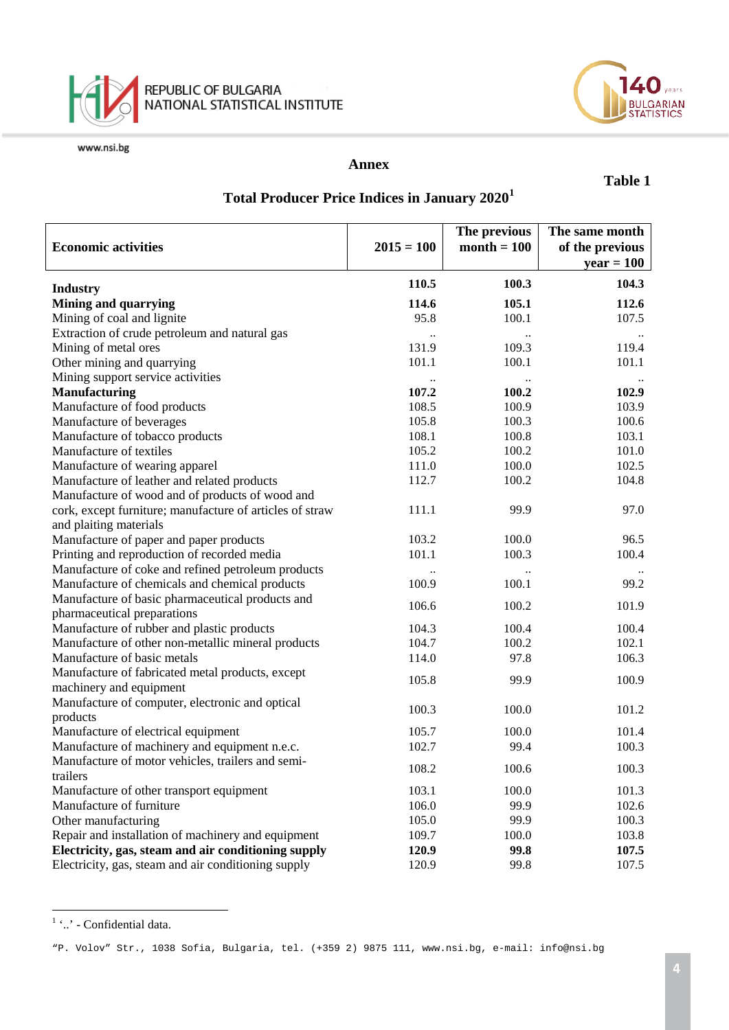**Annex**

**Table 1**

**Total Producer Price Indices in January 2020**[1]

| Economic activities | 2015 = 100 | The previous month = 100 | The same month of the previous year = 100 |
|---|---|---|---|
| **Industry** | **110.5** | **100.3** | **104.3** |
| **Mining and quarrying** | **114.6** | **105.1** | **112.6** |
| Mining of coal and lignite | 95.8 | 100.1 | 107.5 |
| Extraction of crude petroleum and natural gas | .. | .. | .. |
| Mining of metal ores | 131.9 | 109.3 | 119.4 |
| Other mining and quarrying | 101.1 | 100.1 | 101.1 |
| Mining support service activities | .. | .. | .. |
| **Manufacturing** | **107.2** | **100.2** | **102.9** |
| Manufacture of food products | 108.5 | 100.9 | 103.9 |
| Manufacture of beverages | 105.8 | 100.3 | 100.6 |
| Manufacture of tobacco products | 108.1 | 100.8 | 103.1 |
| Manufacture of textiles | 105.2 | 100.2 | 101.0 |
| Manufacture of wearing apparel | 111.0 | 100.0 | 102.5 |
| Manufacture of leather and related products | 112.7 | 100.2 | 104.8 |
| Manufacture of wood and of products of wood and cork, except furniture; manufacture of articles of straw and plaiting materials | 111.1 | 99.9 | 97.0 |
| Manufacture of paper and paper products | 103.2 | 100.0 | 96.5 |
| Printing and reproduction of recorded media | 101.1 | 100.3 | 100.4 |
| Manufacture of coke and refined petroleum products | .. | .. | .. |
| Manufacture of chemicals and chemical products | 100.9 | 100.1 | 99.2 |
| Manufacture of basic pharmaceutical products and pharmaceutical preparations | 106.6 | 100.2 | 101.9 |
| Manufacture of rubber and plastic products | 104.3 | 100.4 | 100.4 |
| Manufacture of other non-metallic mineral products | 104.7 | 100.2 | 102.1 |
| Manufacture of basic metals | 114.0 | 97.8 | 106.3 |
| Manufacture of fabricated metal products, except machinery and equipment | 105.8 | 99.9 | 100.9 |
| Manufacture of computer, electronic and optical products | 100.3 | 100.0 | 101.2 |
| Manufacture of electrical equipment | 105.7 | 100.0 | 101.4 |
| Manufacture of machinery and equipment n.e.c. | 102.7 | 99.4 | 100.3 |
| Manufacture of motor vehicles, trailers and semi-trailers | 108.2 | 100.6 | 100.3 |
| Manufacture of other transport equipment | 103.1 | 100.0 | 101.3 |
| Manufacture of furniture | 106.0 | 99.9 | 102.6 |
| Other manufacturing | 105.0 | 99.9 | 100.3 |
| Repair and installation of machinery and equipment | 109.7 | 100.0 | 103.8 |
| **Electricity, gas, steam and air conditioning supply** | **120.9** | **99.8** | **107.5** |
| Electricity, gas, steam and air conditioning supply | 120.9 | 99.8 | 107.5 |

[1] '..' - Confidential data.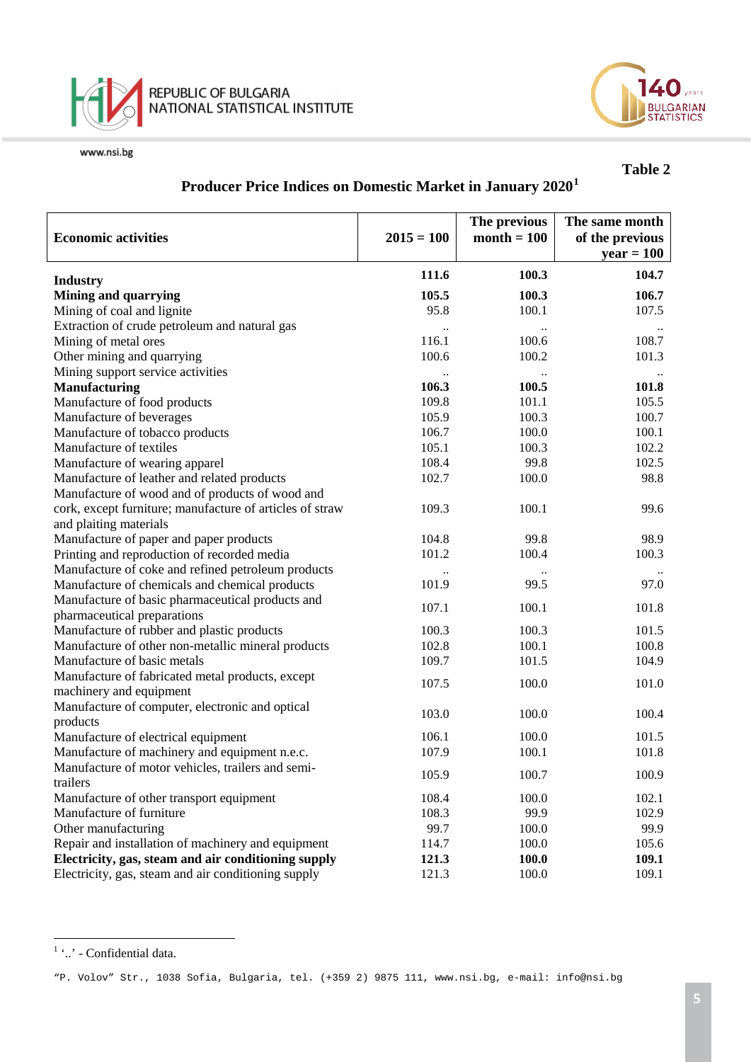**Table 2**

## Producer Price Indices on Domestic Market in January 2020[1]

| Economic activities | 2015 = 100 | The previous month = 100 | The same month of the previous year = 100 |
|---|---|---|---|
| **Industry** | **111.6** | **100.3** | **104.7** |
| **Mining and quarrying** | **105.5** | **100.3** | **106.7** |
| Mining of coal and lignite | 95.8 | 100.1 | 107.5 |
| Extraction of crude petroleum and natural gas | .. | .. | .. |
| Mining of metal ores | 116.1 | 100.6 | 108.7 |
| Other mining and quarrying | 100.6 | 100.2 | 101.3 |
| Mining support service activities | .. | .. | .. |
| **Manufacturing** | **106.3** | **100.5** | **101.8** |
| Manufacture of food products | 109.8 | 101.1 | 105.5 |
| Manufacture of beverages | 105.9 | 100.3 | 100.7 |
| Manufacture of tobacco products | 106.7 | 100.0 | 100.1 |
| Manufacture of textiles | 105.1 | 100.3 | 102.2 |
| Manufacture of wearing apparel | 108.4 | 99.8 | 102.5 |
| Manufacture of leather and related products | 102.7 | 100.0 | 98.8 |
| Manufacture of wood and of products of wood and cork, except furniture; manufacture of articles of straw and plaiting materials | 109.3 | 100.1 | 99.6 |
| Manufacture of paper and paper products | 104.8 | 99.8 | 98.9 |
| Printing and reproduction of recorded media | 101.2 | 100.4 | 100.3 |
| Manufacture of coke and refined petroleum products | .. | .. | .. |
| Manufacture of chemicals and chemical products | 101.9 | 99.5 | 97.0 |
| Manufacture of basic pharmaceutical products and pharmaceutical preparations | 107.1 | 100.1 | 101.8 |
| Manufacture of rubber and plastic products | 100.3 | 100.3 | 101.5 |
| Manufacture of other non-metallic mineral products | 102.8 | 100.1 | 100.8 |
| Manufacture of basic metals | 109.7 | 101.5 | 104.9 |
| Manufacture of fabricated metal products, except machinery and equipment | 107.5 | 100.0 | 101.0 |
| Manufacture of computer, electronic and optical products | 103.0 | 100.0 | 100.4 |
| Manufacture of electrical equipment | 106.1 | 100.0 | 101.5 |
| Manufacture of machinery and equipment n.e.c. | 107.9 | 100.1 | 101.8 |
| Manufacture of motor vehicles, trailers and semi-trailers | 105.9 | 100.7 | 100.9 |
| Manufacture of other transport equipment | 108.4 | 100.0 | 102.1 |
| Manufacture of furniture | 108.3 | 99.9 | 102.9 |
| Other manufacturing | 99.7 | 100.0 | 99.9 |
| Repair and installation of machinery and equipment | 114.7 | 100.0 | 105.6 |
| **Electricity, gas, steam and air conditioning supply** | **121.3** | **100.0** | **109.1** |
| Electricity, gas, steam and air conditioning supply | 121.3 | 100.0 | 109.1 |

[1] '..' - Confidential data.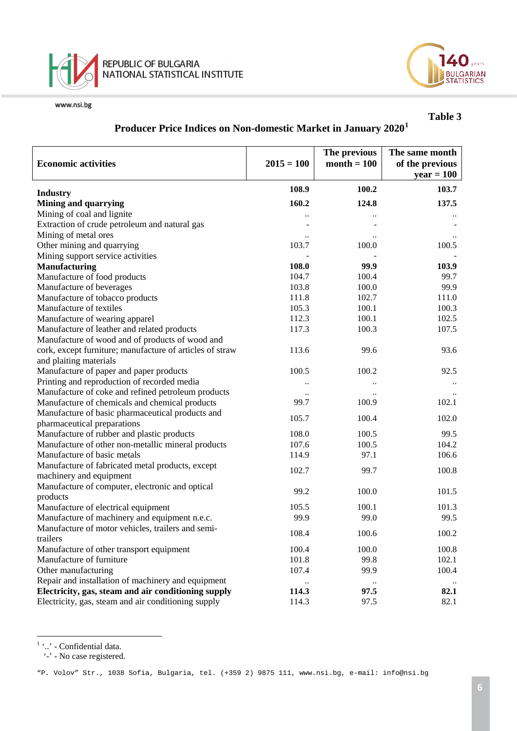**Table 3**

## Producer Price Indices on Non-domestic Market in January 2020[1]

| Economic activities | 2015 = 100 | The previous month = 100 | The same month of the previous year = 100 |
|---|---|---|---|
| **Industry** | **108.9** | **100.2** | **103.7** |
| **Mining and quarrying** | **160.2** | **124.8** | **137.5** |
| Mining of coal and lignite | .. | .. | .. |
| Extraction of crude petroleum and natural gas | - | - | - |
| Mining of metal ores | .. | .. | .. |
| Other mining and quarrying | 103.7 | 100.0 | 100.5 |
| Mining support service activities | - | - | - |
| **Manufacturing** | **108.0** | **99.9** | **103.9** |
| Manufacture of food products | 104.7 | 100.4 | 99.7 |
| Manufacture of beverages | 103.8 | 100.0 | 99.9 |
| Manufacture of tobacco products | 111.8 | 102.7 | 111.0 |
| Manufacture of textiles | 105.3 | 100.1 | 100.3 |
| Manufacture of wearing apparel | 112.3 | 100.1 | 102.5 |
| Manufacture of leather and related products | 117.3 | 100.3 | 107.5 |
| Manufacture of wood and of products of wood and cork, except furniture; manufacture of articles of straw and plaiting materials | 113.6 | 99.6 | 93.6 |
| Manufacture of paper and paper products | 100.5 | 100.2 | 92.5 |
| Printing and reproduction of recorded media | .. | .. | .. |
| Manufacture of coke and refined petroleum products | .. | .. | .. |
| Manufacture of chemicals and chemical products | 99.7 | 100.9 | 102.1 |
| Manufacture of basic pharmaceutical products and pharmaceutical preparations | 105.7 | 100.4 | 102.0 |
| Manufacture of rubber and plastic products | 108.0 | 100.5 | 99.5 |
| Manufacture of other non-metallic mineral products | 107.6 | 100.5 | 104.2 |
| Manufacture of basic metals | 114.9 | 97.1 | 106.6 |
| Manufacture of fabricated metal products, except machinery and equipment | 102.7 | 99.7 | 100.8 |
| Manufacture of computer, electronic and optical products | 99.2 | 100.0 | 101.5 |
| Manufacture of electrical equipment | 105.5 | 100.1 | 101.3 |
| Manufacture of machinery and equipment n.e.c. | 99.9 | 99.0 | 99.5 |
| Manufacture of motor vehicles, trailers and semi-trailers | 108.4 | 100.6 | 100.2 |
| Manufacture of other transport equipment | 100.4 | 100.0 | 100.8 |
| Manufacture of furniture | 101.8 | 99.8 | 102.1 |
| Other manufacturing | 107.4 | 99.9 | 100.4 |
| Repair and installation of machinery and equipment | .. | .. | .. |
| **Electricity, gas, steam and air conditioning supply** | **114.3** | **97.5** | **82.1** |
| Electricity, gas, steam and air conditioning supply | 114.3 | 97.5 | 82.1 |

[1] '..' - Confidential data.
'-' - No case registered.